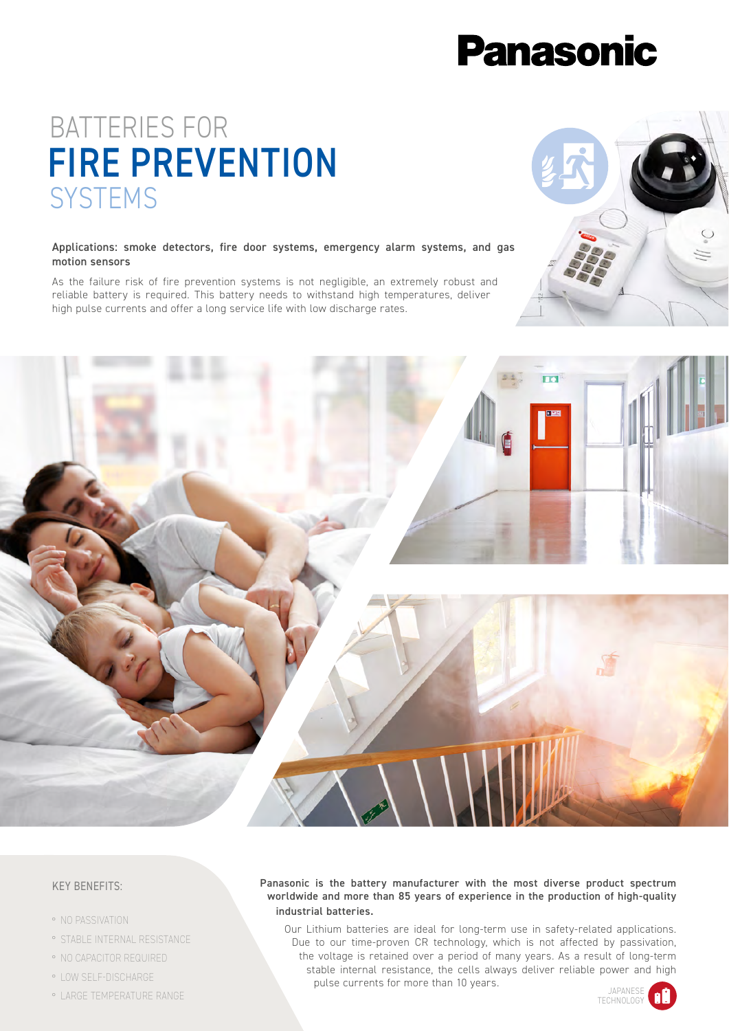Panasonic

# BATTERIES FOR FIRE PREVENTION SYSTEMS

**Applications: smoke detectors, fire door systems, emergency alarm systems, and gas motion sensors**

As the failure risk of fire prevention systems is not negligible, an extremely robust and reliable battery is required. This battery needs to withstand high temperatures, deliver high pulse currents and offer a long service life with low discharge rates.

## KEY BENEFITS:

- NO PASSIVATION
- STABLE INTERNAL RESISTANCE
- NO CAPACITOR REQUIRED
- LOW SELF-DISCHARGE
- LARGE TEMPERATURE RANGE

**Panasonic is the battery manufacturer with the most diverse product spectrum worldwide and more than 85 years of experience in the production of high-quality industrial batteries.**

Our Lithium batteries are ideal for long-term use in safety-related applications. Due to our time-proven CR technology, which is not affected by passivation, the voltage is retained over a period of many years. As a result of long-term stable internal resistance, the cells always deliver reliable power and high pulse currents for more than 10 years.

JAPANESE TECHNOLOGY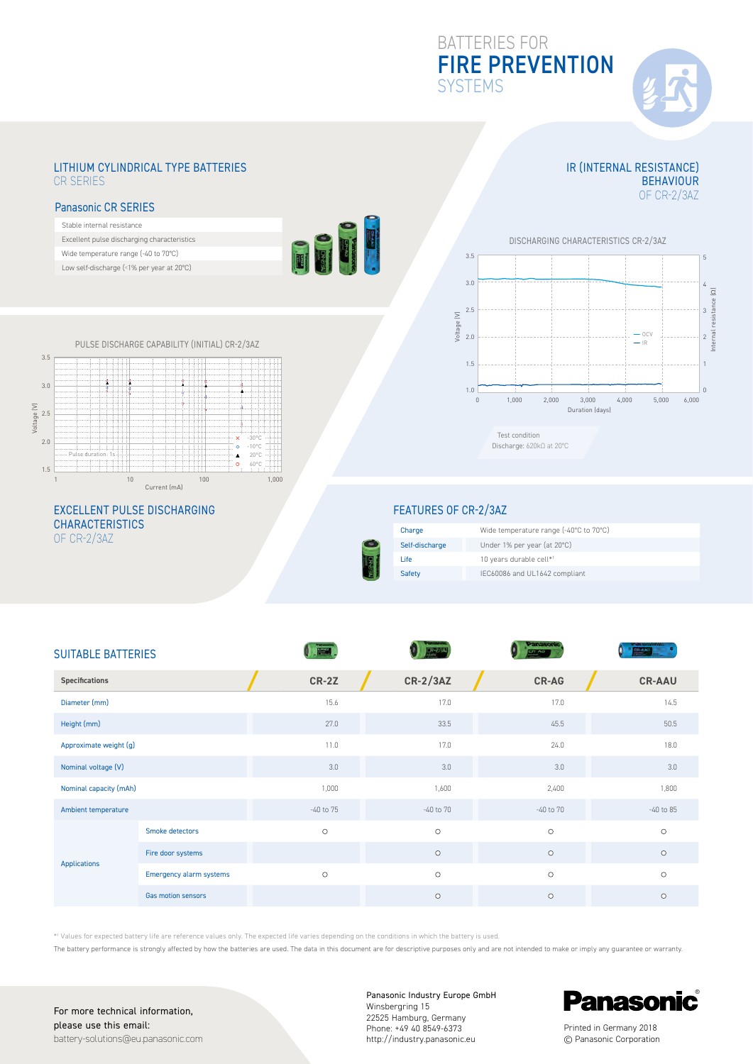# BATTERIES FOR FIRE PREVENTION SYSTEMS

## LITHIUM CYLINDRICAL TYPE BATTERIES
CR SERIES

### Panasonic CR SERIES

- Stable internal resistance
- Excellent pulse discharging characteristics
- Wide temperature range (-40 to 70°C)
- Low self-discharge (<1% per year at 20°C)

## IR (INTERNAL RESISTANCE) BEHAVIOUR
OF CR-2/3AZ

DISCHARGING CHARACTERISTICS CR-2/3AZ

Voltage [V]
3.5
3.0
2.5
2.0
1.5
1.0

Internal resistance [Ω]
5
4
3
2
1
0

0
1,000
2,000
3,000
4,000
5,000
6,000
Duration [days]

OCV
IR

Test condition
Discharge: 620kΩ at 20°C

PULSE DISCHARGE CAPABILITY (INITIAL) CR-2/3AZ

Voltage [V]
3.5
3.0
2.5
2.0
1.5

1
10
100
1,000
Current (mA)

Pulse duration: 1s

-30°C
-10°C
20°C
60°C

## EXCELLENT PULSE DISCHARGING CHARACTERISTICS
OF CR-2/3AZ

## FEATURES OF CR-2/3AZ

| | |
|---|---|
| Charge | Wide temperature range (-40°C to 70°C) |
| Self-discharge | Under 1% per year (at 20°C) |
| Life | 10 years durable cell*[1] |
| Safety | IEC60086 and UL1642 compliant |

## SUITABLE BATTERIES

| Specifications | | CR-2Z | CR-2/3AZ | CR-AG | CR-AAU |
|---|---|---|---|---|---|
| Diameter (mm) | | 15.6 | 17.0 | 17.0 | 14.5 |
| Height (mm) | | 27.0 | 33.5 | 45.5 | 50.5 |
| Approximate weight (g) | | 11.0 | 17.0 | 24.0 | 18.0 |
| Nominal voltage (V) | | 3.0 | 3.0 | 3.0 | 3.0 |
| Nominal capacity (mAh) | | 1,000 | 1,600 | 2,400 | 1,800 |
| Ambient temperature | | -40 to 75 | -40 to 70 | -40 to 70 | -40 to 85 |
| Applications | Smoke detectors | ○ | ○ | ○ | ○ |
| | Fire door systems | | ○ | ○ | ○ |
| | Emergency alarm systems | ○ | ○ | ○ | ○ |
| | Gas motion sensors | | ○ | ○ | ○ |

*[1] Values for expected battery life are reference values only. The expected life varies depending on the conditions in which the battery is used.

The battery performance is strongly affected by how the batteries are used. The data in this document are for descriptive purposes only and are not intended to make or imply any guarantee or warranty.

For more technical information, please use this email:
battery-solutions@eu.panasonic.com

Panasonic Industry Europe GmbH
Winsbergring 15
22525 Hamburg, Germany
Phone: +49 40 8549-6373
http://industry.panasonic.eu

Panasonic®

Printed in Germany 2018
© Panasonic Corporation